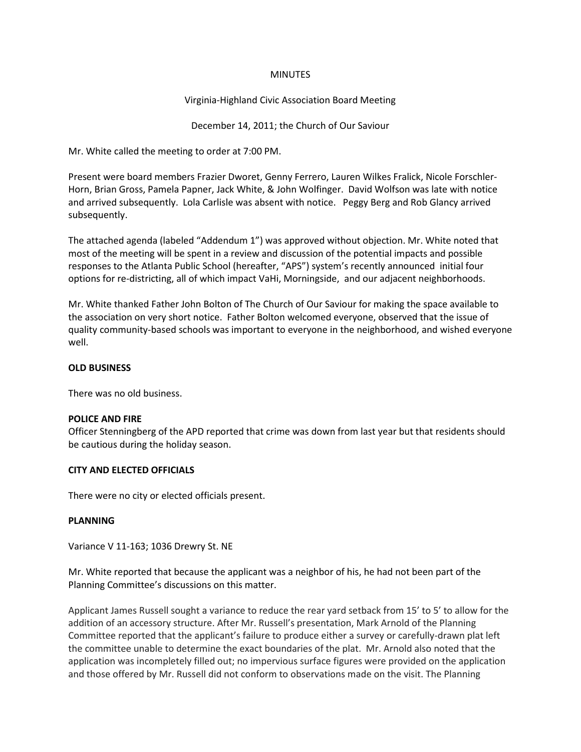MINUTES

Virginia-Highland Civic Association Board Meeting

December 14, 2011; the Church of Our Saviour

Mr. White called the meeting to order at 7:00 PM.

Present were board members Frazier Dworet, Genny Ferrero, Lauren Wilkes Fralick, Nicole Forschler-Horn, Brian Gross, Pamela Papner, Jack White, & John Wolfinger. David Wolfson was late with notice and arrived subsequently. Lola Carlisle was absent with notice. Peggy Berg and Rob Glancy arrived subsequently.

The attached agenda (labeled "Addendum 1") was approved without objection. Mr. White noted that most of the meeting will be spent in a review and discussion of the potential impacts and possible responses to the Atlanta Public School (hereafter, "APS") system's recently announced initial four options for re-districting, all of which impact VaHi, Morningside, and our adjacent neighborhoods.

Mr. White thanked Father John Bolton of The Church of Our Saviour for making the space available to the association on very short notice. Father Bolton welcomed everyone, observed that the issue of quality community-based schools was important to everyone in the neighborhood, and wished everyone well.

**OLD BUSINESS**

There was no old business.

**POLICE AND FIRE**

Officer Stenningberg of the APD reported that crime was down from last year but that residents should be cautious during the holiday season.

**CITY AND ELECTED OFFICIALS**

There were no city or elected officials present.

**PLANNING**

Variance V 11-163; 1036 Drewry St. NE

Mr. White reported that because the applicant was a neighbor of his, he had not been part of the Planning Committee's discussions on this matter.

Applicant James Russell sought a variance to reduce the rear yard setback from 15' to 5' to allow for the addition of an accessory structure. After Mr. Russell's presentation, Mark Arnold of the Planning Committee reported that the applicant's failure to produce either a survey or carefully-drawn plat left the committee unable to determine the exact boundaries of the plat. Mr. Arnold also noted that the application was incompletely filled out; no impervious surface figures were provided on the application and those offered by Mr. Russell did not conform to observations made on the visit. The Planning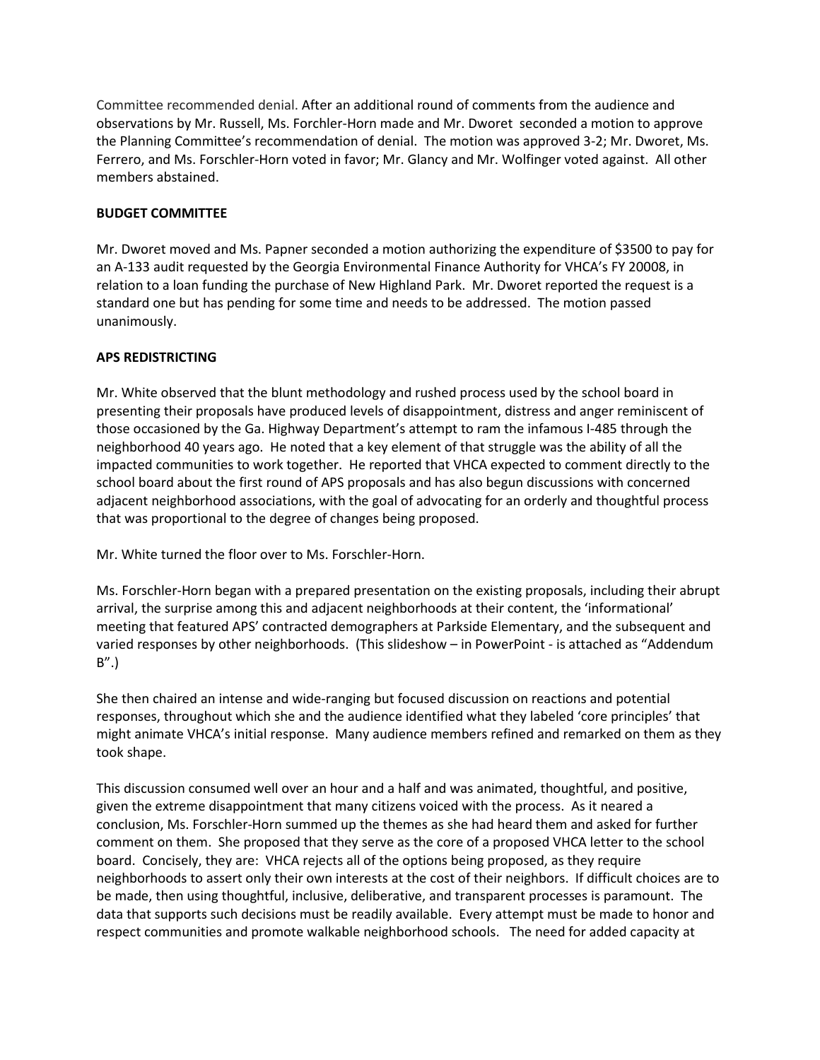Committee recommended denial. After an additional round of comments from the audience and observations by Mr. Russell, Ms. Forchler-Horn made and Mr. Dworet seconded a motion to approve the Planning Committee's recommendation of denial. The motion was approved 3-2; Mr. Dworet, Ms. Ferrero, and Ms. Forschler-Horn voted in favor; Mr. Glancy and Mr. Wolfinger voted against. All other members abstained.

**BUDGET COMMITTEE**

Mr. Dworet moved and Ms. Papner seconded a motion authorizing the expenditure of $3500 to pay for an A-133 audit requested by the Georgia Environmental Finance Authority for VHCA's FY 20008, in relation to a loan funding the purchase of New Highland Park. Mr. Dworet reported the request is a standard one but has pending for some time and needs to be addressed. The motion passed unanimously.

**APS REDISTRICTING**

Mr. White observed that the blunt methodology and rushed process used by the school board in presenting their proposals have produced levels of disappointment, distress and anger reminiscent of those occasioned by the Ga. Highway Department's attempt to ram the infamous I-485 through the neighborhood 40 years ago. He noted that a key element of that struggle was the ability of all the impacted communities to work together. He reported that VHCA expected to comment directly to the school board about the first round of APS proposals and has also begun discussions with concerned adjacent neighborhood associations, with the goal of advocating for an orderly and thoughtful process that was proportional to the degree of changes being proposed.

Mr. White turned the floor over to Ms. Forschler-Horn.

Ms. Forschler-Horn began with a prepared presentation on the existing proposals, including their abrupt arrival, the surprise among this and adjacent neighborhoods at their content, the 'informational' meeting that featured APS' contracted demographers at Parkside Elementary, and the subsequent and varied responses by other neighborhoods. (This slideshow – in PowerPoint - is attached as "Addendum B".)

She then chaired an intense and wide-ranging but focused discussion on reactions and potential responses, throughout which she and the audience identified what they labeled 'core principles' that might animate VHCA's initial response. Many audience members refined and remarked on them as they took shape.

This discussion consumed well over an hour and a half and was animated, thoughtful, and positive, given the extreme disappointment that many citizens voiced with the process. As it neared a conclusion, Ms. Forschler-Horn summed up the themes as she had heard them and asked for further comment on them. She proposed that they serve as the core of a proposed VHCA letter to the school board. Concisely, they are: VHCA rejects all of the options being proposed, as they require neighborhoods to assert only their own interests at the cost of their neighbors. If difficult choices are to be made, then using thoughtful, inclusive, deliberative, and transparent processes is paramount. The data that supports such decisions must be readily available. Every attempt must be made to honor and respect communities and promote walkable neighborhood schools. The need for added capacity at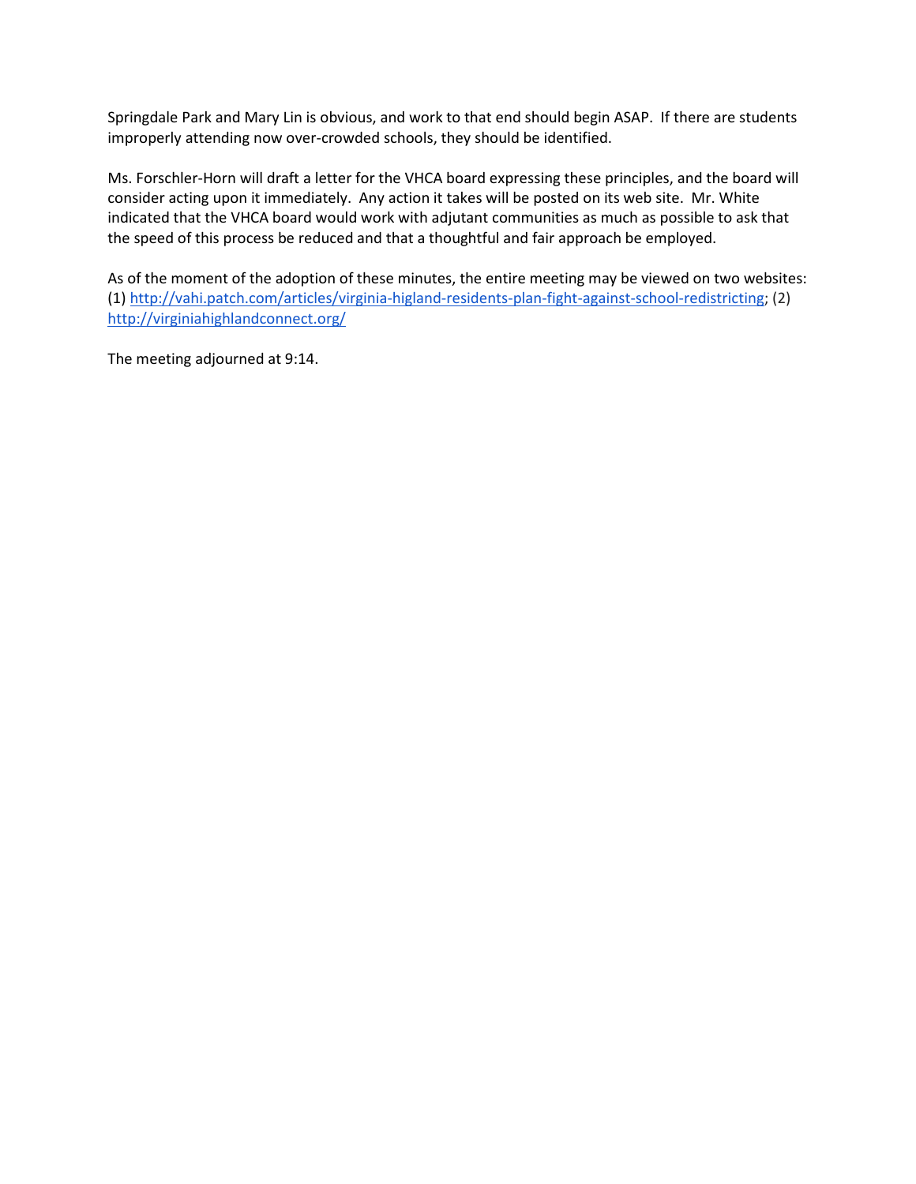Springdale Park and Mary Lin is obvious, and work to that end should begin ASAP. If there are students improperly attending now over-crowded schools, they should be identified.

Ms. Forschler-Horn will draft a letter for the VHCA board expressing these principles, and the board will consider acting upon it immediately. Any action it takes will be posted on its web site. Mr. White indicated that the VHCA board would work with adjutant communities as much as possible to ask that the speed of this process be reduced and that a thoughtful and fair approach be employed.

As of the moment of the adoption of these minutes, the entire meeting may be viewed on two websites: (1) http://vahi.patch.com/articles/virginia-higland-residents-plan-fight-against-school-redistricting; (2) http://virginiahighlandconnect.org/

The meeting adjourned at 9:14.